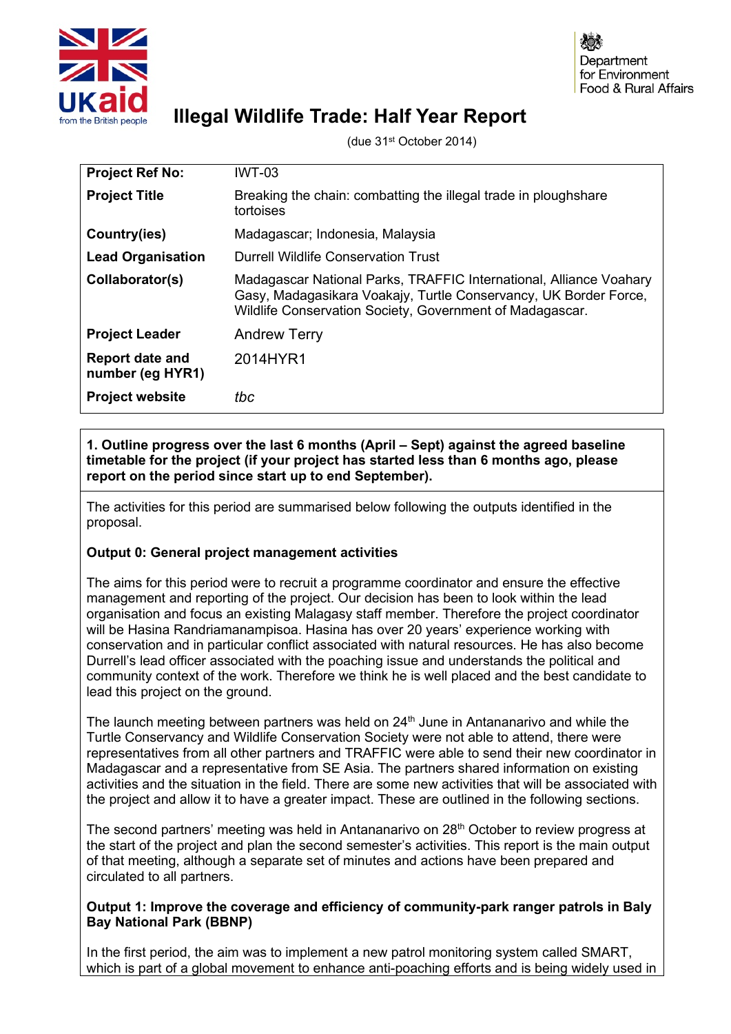# Illegal Wildlife Trade: Half Year Report

(due 31st October 2014)

| | |
|---|---|
| **Project Ref No:** | IWT-03 |
| **Project Title** | Breaking the chain: combatting the illegal trade in ploughshare tortoises |
| **Country(ies)** | Madagascar; Indonesia, Malaysia |
| **Lead Organisation** | Durrell Wildlife Conservation Trust |
| **Collaborator(s)** | Madagascar National Parks, TRAFFIC International, Alliance Voahary Gasy, Madagasikara Voakajy, Turtle Conservancy, UK Border Force, Wildlife Conservation Society, Government of Madagascar. |
| **Project Leader** | Andrew Terry |
| **Report date and number (eg HYR1)** | 2014HYR1 |
| **Project website** | *tbc* |

**1. Outline progress over the last 6 months (April – Sept) against the agreed baseline timetable for the project (if your project has started less than 6 months ago, please report on the period since start up to end September).**

The activities for this period are summarised below following the outputs identified in the proposal.

**Output 0: General project management activities**

The aims for this period were to recruit a programme coordinator and ensure the effective management and reporting of the project. Our decision has been to look within the lead organisation and focus an existing Malagasy staff member. Therefore the project coordinator will be Hasina Randriamanampisoa. Hasina has over 20 years' experience working with conservation and in particular conflict associated with natural resources. He has also become Durrell's lead officer associated with the poaching issue and understands the political and community context of the work. Therefore we think he is well placed and the best candidate to lead this project on the ground.

The launch meeting between partners was held on 24th June in Antananarivo and while the Turtle Conservancy and Wildlife Conservation Society were not able to attend, there were representatives from all other partners and TRAFFIC were able to send their new coordinator in Madagascar and a representative from SE Asia. The partners shared information on existing activities and the situation in the field. There are some new activities that will be associated with the project and allow it to have a greater impact. These are outlined in the following sections.

The second partners' meeting was held in Antananarivo on 28th October to review progress at the start of the project and plan the second semester's activities. This report is the main output of that meeting, although a separate set of minutes and actions have been prepared and circulated to all partners.

**Output 1: Improve the coverage and efficiency of community-park ranger patrols in Baly Bay National Park (BBNP)**

In the first period, the aim was to implement a new patrol monitoring system called SMART, which is part of a global movement to enhance anti-poaching efforts and is being widely used in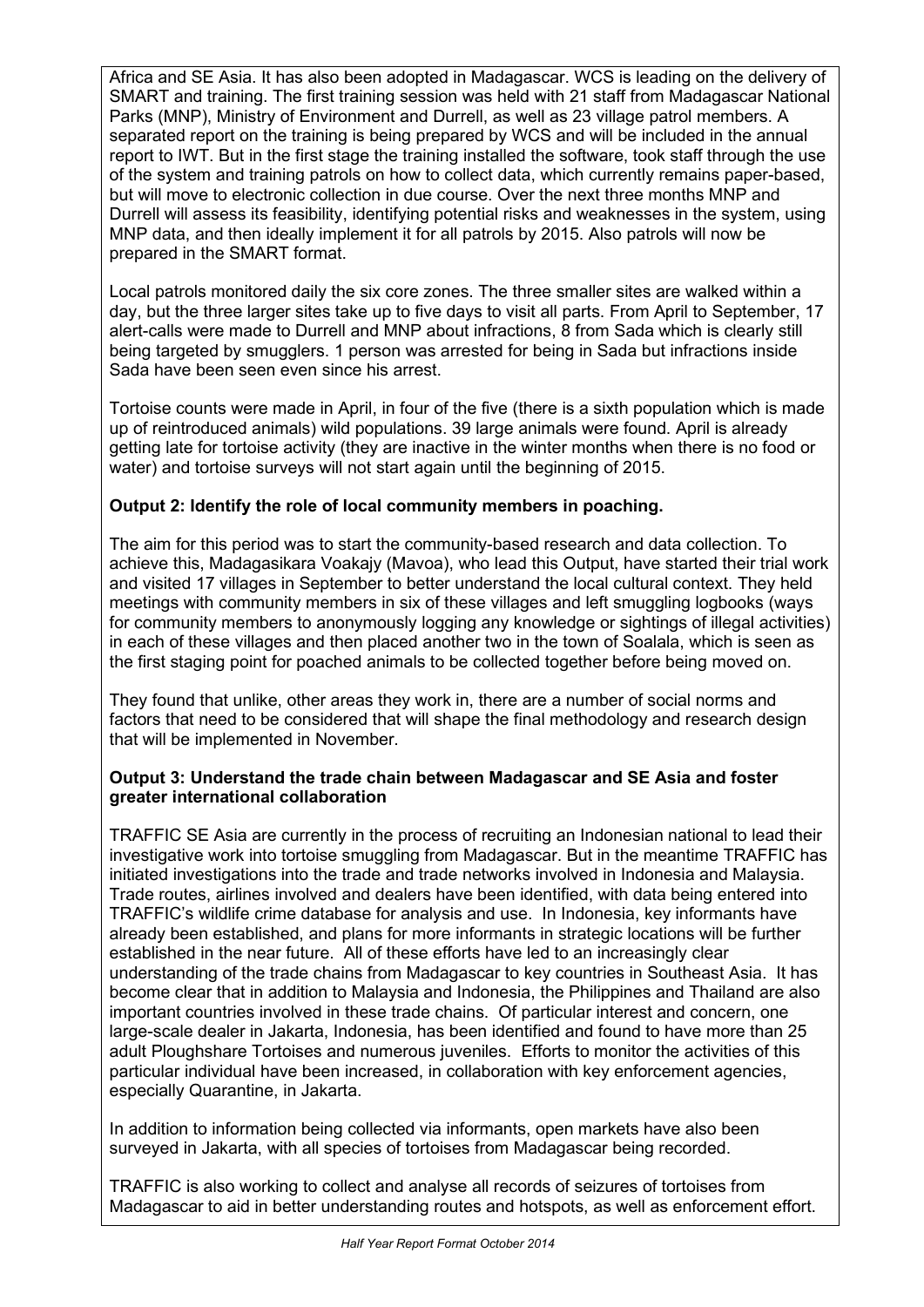Africa and SE Asia. It has also been adopted in Madagascar. WCS is leading on the delivery of SMART and training. The first training session was held with 21 staff from Madagascar National Parks (MNP), Ministry of Environment and Durrell, as well as 23 village patrol members. A separated report on the training is being prepared by WCS and will be included in the annual report to IWT. But in the first stage the training installed the software, took staff through the use of the system and training patrols on how to collect data, which currently remains paper-based, but will move to electronic collection in due course. Over the next three months MNP and Durrell will assess its feasibility, identifying potential risks and weaknesses in the system, using MNP data, and then ideally implement it for all patrols by 2015. Also patrols will now be prepared in the SMART format.

Local patrols monitored daily the six core zones. The three smaller sites are walked within a day, but the three larger sites take up to five days to visit all parts. From April to September, 17 alert-calls were made to Durrell and MNP about infractions, 8 from Sada which is clearly still being targeted by smugglers. 1 person was arrested for being in Sada but infractions inside Sada have been seen even since his arrest.

Tortoise counts were made in April, in four of the five (there is a sixth population which is made up of reintroduced animals) wild populations. 39 large animals were found. April is already getting late for tortoise activity (they are inactive in the winter months when there is no food or water) and tortoise surveys will not start again until the beginning of 2015.

**Output 2: Identify the role of local community members in poaching.**

The aim for this period was to start the community-based research and data collection. To achieve this, Madagasikara Voakajy (Mavoa), who lead this Output, have started their trial work and visited 17 villages in September to better understand the local cultural context. They held meetings with community members in six of these villages and left smuggling logbooks (ways for community members to anonymously logging any knowledge or sightings of illegal activities) in each of these villages and then placed another two in the town of Soalala, which is seen as the first staging point for poached animals to be collected together before being moved on.

They found that unlike, other areas they work in, there are a number of social norms and factors that need to be considered that will shape the final methodology and research design that will be implemented in November.

**Output 3: Understand the trade chain between Madagascar and SE Asia and foster greater international collaboration**

TRAFFIC SE Asia are currently in the process of recruiting an Indonesian national to lead their investigative work into tortoise smuggling from Madagascar. But in the meantime TRAFFIC has initiated investigations into the trade and trade networks involved in Indonesia and Malaysia. Trade routes, airlines involved and dealers have been identified, with data being entered into TRAFFIC's wildlife crime database for analysis and use. In Indonesia, key informants have already been established, and plans for more informants in strategic locations will be further established in the near future. All of these efforts have led to an increasingly clear understanding of the trade chains from Madagascar to key countries in Southeast Asia. It has become clear that in addition to Malaysia and Indonesia, the Philippines and Thailand are also important countries involved in these trade chains. Of particular interest and concern, one large-scale dealer in Jakarta, Indonesia, has been identified and found to have more than 25 adult Ploughshare Tortoises and numerous juveniles. Efforts to monitor the activities of this particular individual have been increased, in collaboration with key enforcement agencies, especially Quarantine, in Jakarta.

In addition to information being collected via informants, open markets have also been surveyed in Jakarta, with all species of tortoises from Madagascar being recorded.

TRAFFIC is also working to collect and analyse all records of seizures of tortoises from Madagascar to aid in better understanding routes and hotspots, as well as enforcement effort.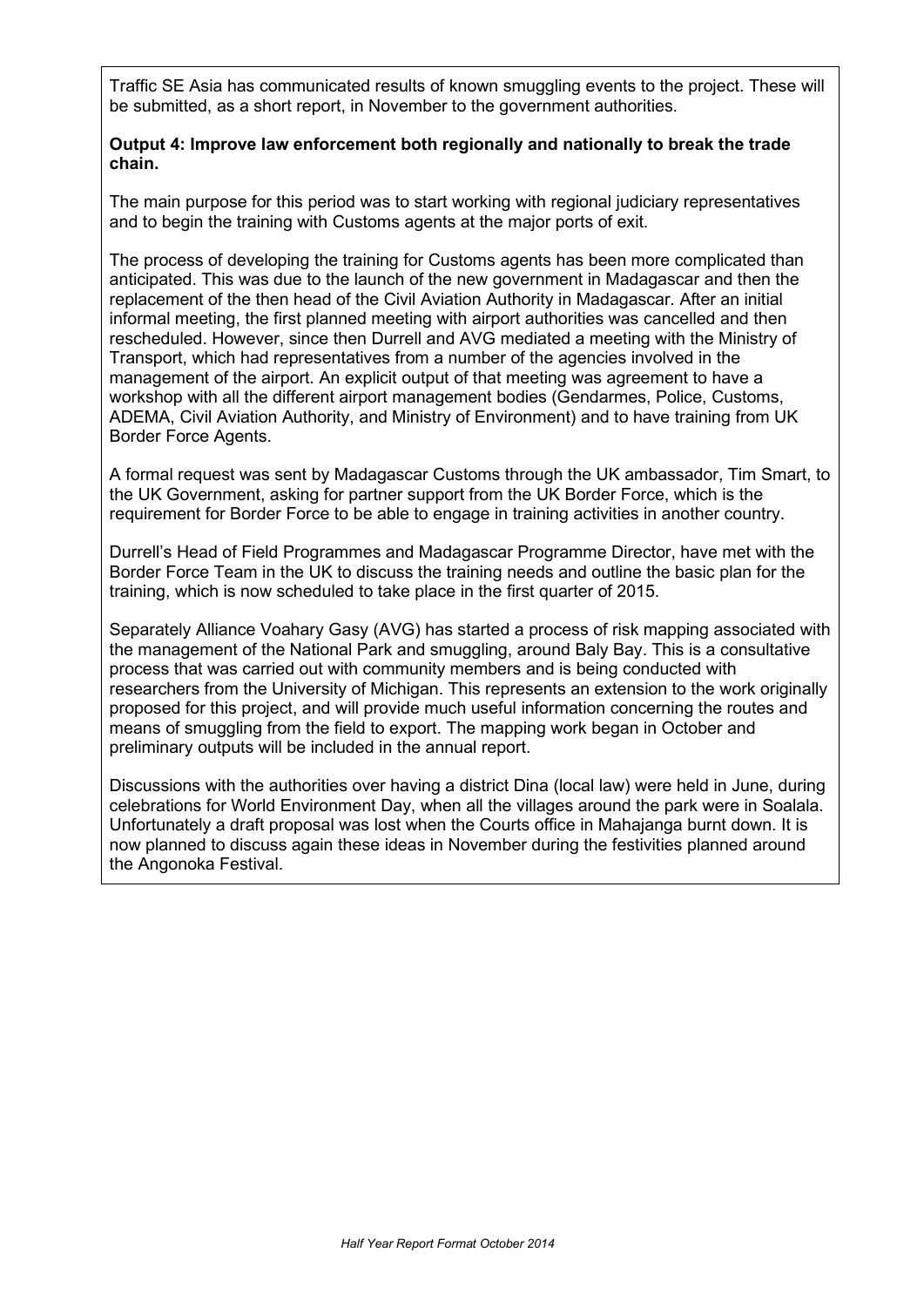Traffic SE Asia has communicated results of known smuggling events to the project. These will be submitted, as a short report, in November to the government authorities.

**Output 4: Improve law enforcement both regionally and nationally to break the trade chain.**

The main purpose for this period was to start working with regional judiciary representatives and to begin the training with Customs agents at the major ports of exit.

The process of developing the training for Customs agents has been more complicated than anticipated. This was due to the launch of the new government in Madagascar and then the replacement of the then head of the Civil Aviation Authority in Madagascar. After an initial informal meeting, the first planned meeting with airport authorities was cancelled and then rescheduled. However, since then Durrell and AVG mediated a meeting with the Ministry of Transport, which had representatives from a number of the agencies involved in the management of the airport. An explicit output of that meeting was agreement to have a workshop with all the different airport management bodies (Gendarmes, Police, Customs, ADEMA, Civil Aviation Authority, and Ministry of Environment) and to have training from UK Border Force Agents.

A formal request was sent by Madagascar Customs through the UK ambassador, Tim Smart, to the UK Government, asking for partner support from the UK Border Force, which is the requirement for Border Force to be able to engage in training activities in another country.

Durrell's Head of Field Programmes and Madagascar Programme Director, have met with the Border Force Team in the UK to discuss the training needs and outline the basic plan for the training, which is now scheduled to take place in the first quarter of 2015.

Separately Alliance Voahary Gasy (AVG) has started a process of risk mapping associated with the management of the National Park and smuggling, around Baly Bay. This is a consultative process that was carried out with community members and is being conducted with researchers from the University of Michigan. This represents an extension to the work originally proposed for this project, and will provide much useful information concerning the routes and means of smuggling from the field to export. The mapping work began in October and preliminary outputs will be included in the annual report.

Discussions with the authorities over having a district Dina (local law) were held in June, during celebrations for World Environment Day, when all the villages around the park were in Soalala. Unfortunately a draft proposal was lost when the Courts office in Mahajanga burnt down. It is now planned to discuss again these ideas in November during the festivities planned around the Angonoka Festival.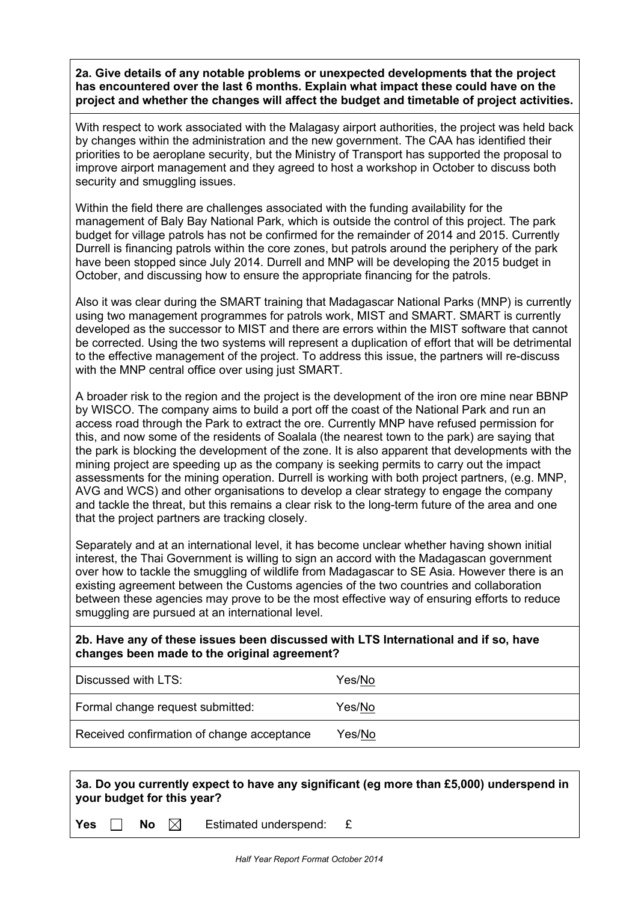**2a. Give details of any notable problems or unexpected developments that the project has encountered over the last 6 months. Explain what impact these could have on the project and whether the changes will affect the budget and timetable of project activities.**

With respect to work associated with the Malagasy airport authorities, the project was held back by changes within the administration and the new government. The CAA has identified their priorities to be aeroplane security, but the Ministry of Transport has supported the proposal to improve airport management and they agreed to host a workshop in October to discuss both security and smuggling issues.

Within the field there are challenges associated with the funding availability for the management of Baly Bay National Park, which is outside the control of this project. The park budget for village patrols has not be confirmed for the remainder of 2014 and 2015. Currently Durrell is financing patrols within the core zones, but patrols around the periphery of the park have been stopped since July 2014. Durrell and MNP will be developing the 2015 budget in October, and discussing how to ensure the appropriate financing for the patrols.

Also it was clear during the SMART training that Madagascar National Parks (MNP) is currently using two management programmes for patrols work, MIST and SMART. SMART is currently developed as the successor to MIST and there are errors within the MIST software that cannot be corrected. Using the two systems will represent a duplication of effort that will be detrimental to the effective management of the project. To address this issue, the partners will re-discuss with the MNP central office over using just SMART.

A broader risk to the region and the project is the development of the iron ore mine near BBNP by WISCO. The company aims to build a port off the coast of the National Park and run an access road through the Park to extract the ore. Currently MNP have refused permission for this, and now some of the residents of Soalala (the nearest town to the park) are saying that the park is blocking the development of the zone. It is also apparent that developments with the mining project are speeding up as the company is seeking permits to carry out the impact assessments for the mining operation. Durrell is working with both project partners, (e.g. MNP, AVG and WCS) and other organisations to develop a clear strategy to engage the company and tackle the threat, but this remains a clear risk to the long-term future of the area and one that the project partners are tracking closely.

Separately and at an international level, it has become unclear whether having shown initial interest, the Thai Government is willing to sign an accord with the Madagascan government over how to tackle the smuggling of wildlife from Madagascar to SE Asia. However there is an existing agreement between the Customs agencies of the two countries and collaboration between these agencies may prove to be the most effective way of ensuring efforts to reduce smuggling are pursued at an international level.

**2b. Have any of these issues been discussed with LTS International and if so, have changes been made to the original agreement?**

| | |
|---|---|
| Discussed with LTS: | Yes/<u>No</u> |
| Formal change request submitted: | Yes/<u>No</u> |
| Received confirmation of change acceptance | Yes/<u>No</u> |

**3a. Do you currently expect to have any significant (eg more than £5,000) underspend in your budget for this year?**

**Yes** ☐ **No** ☒ Estimated underspend: £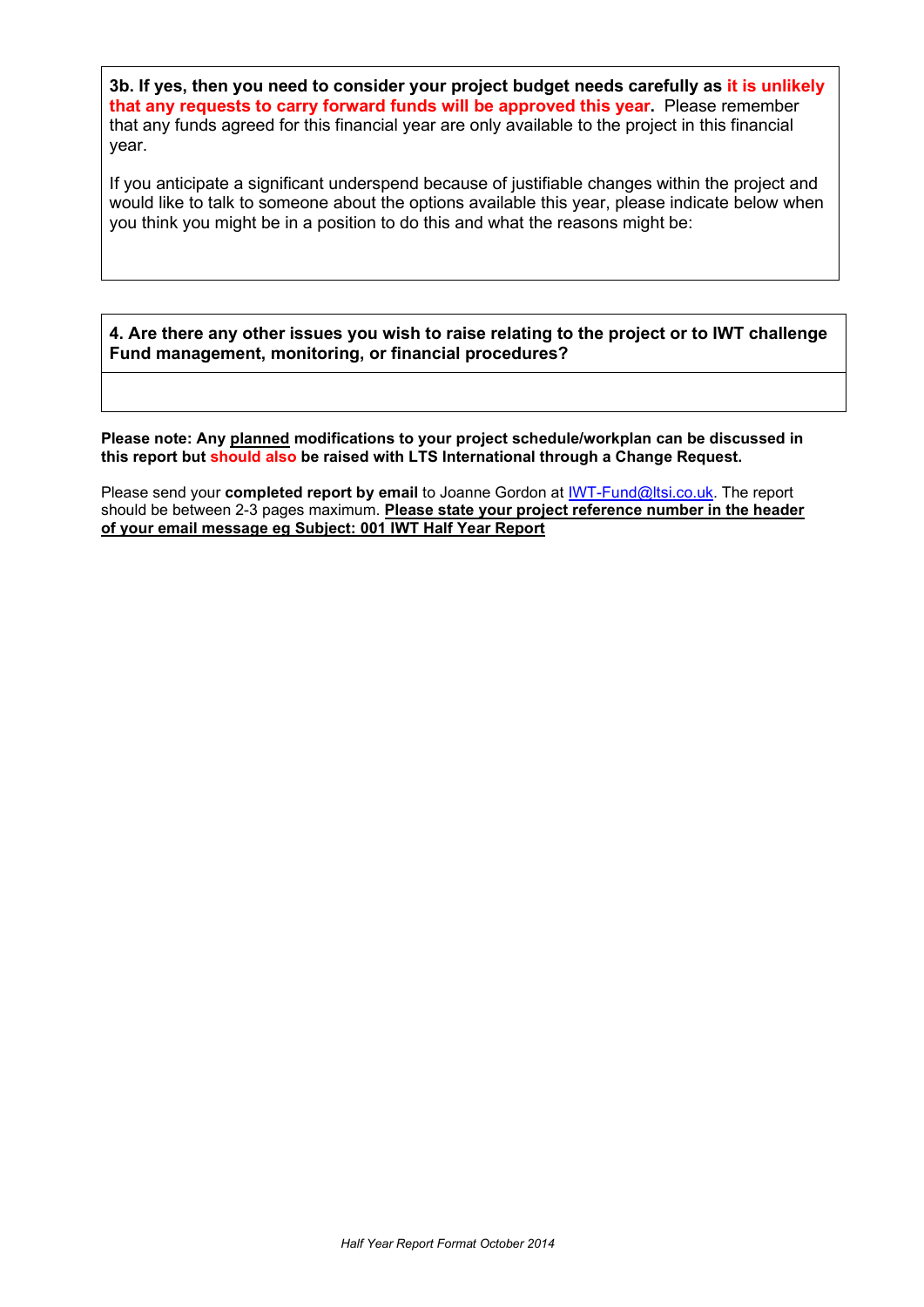**3b. If yes, then you need to consider your project budget needs carefully as it is unlikely that any requests to carry forward funds will be approved this year.** Please remember that any funds agreed for this financial year are only available to the project in this financial year.

If you anticipate a significant underspend because of justifiable changes within the project and would like to talk to someone about the options available this year, please indicate below when you think you might be in a position to do this and what the reasons might be:

**4. Are there any other issues you wish to raise relating to the project or to IWT challenge Fund management, monitoring, or financial procedures?**

**Please note: Any planned modifications to your project schedule/workplan can be discussed in this report but should also be raised with LTS International through a Change Request.**

Please send your **completed report by email** to Joanne Gordon at IWT-Fund@ltsi.co.uk. The report should be between 2-3 pages maximum. **Please state your project reference number in the header of your email message eg Subject: 001 IWT Half Year Report**